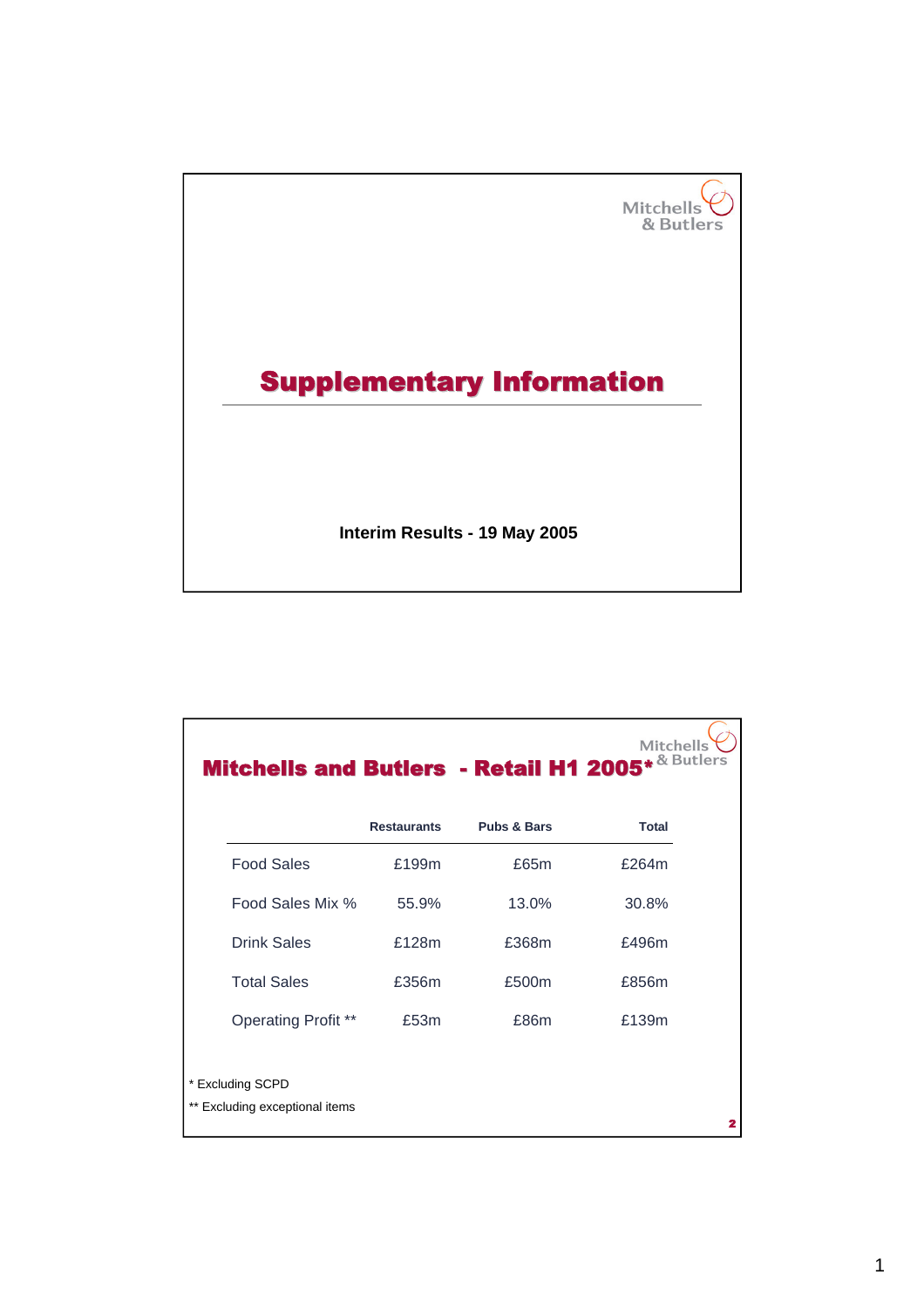Mitchells & Butlers

# Supplementary Information

**Interim Results - 19 May 2005**

---

Mitchells & Butlers

## Mitchells and Butlers - Retail H1 2005*

| | Restaurants | Pubs & Bars | Total |
|---|---|---|---|
| Food Sales | £199m | £65m | £264m |
| Food Sales Mix % | 55.9% | 13.0% | 30.8% |
| Drink Sales | £128m | £368m | £496m |
| Total Sales | £356m | £500m | £856m |
| Operating Profit ** | £53m | £86m | £139m |

* Excluding SCPD

** Excluding exceptional items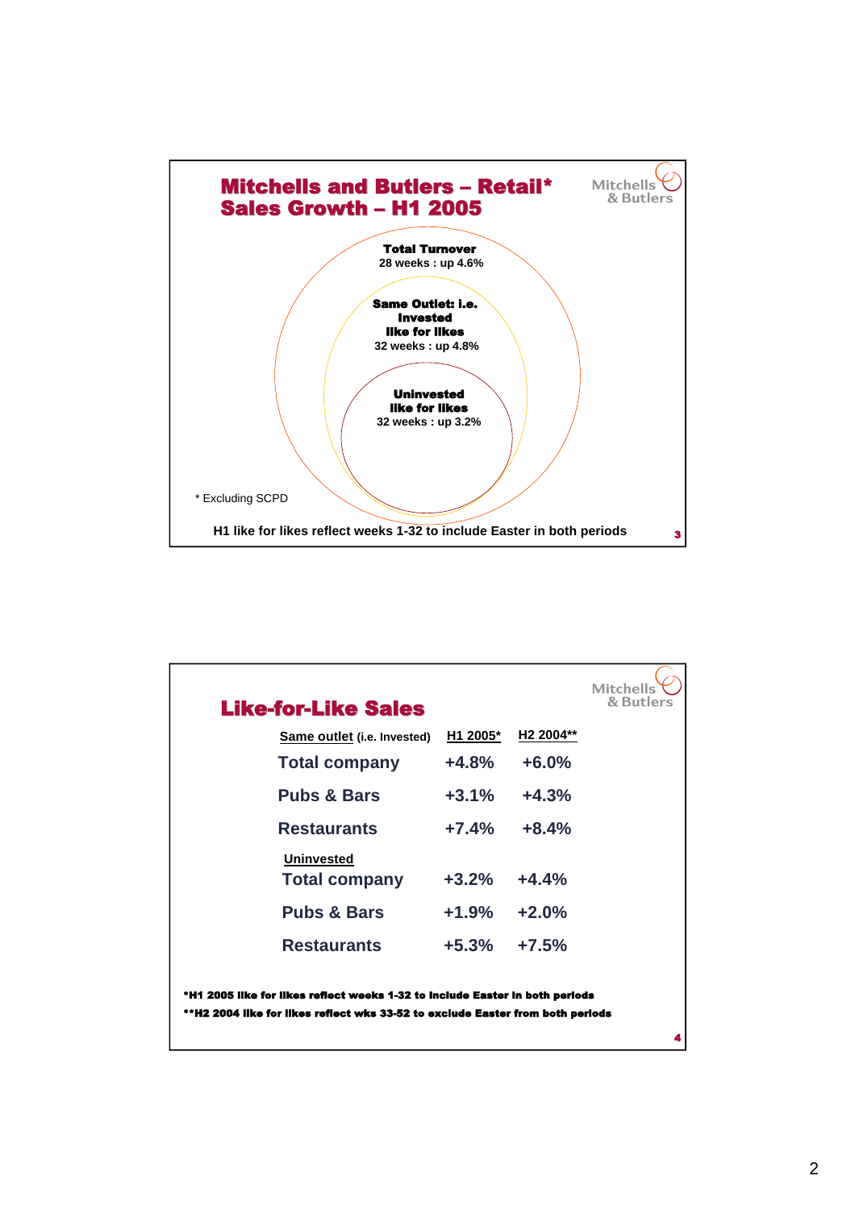## Mitchells and Butlers – Retail* Sales Growth – H1 2005

Mitchells & Butlers

**Total Turnover**
28 weeks : up 4.6%

**Same Outlet: i.e. Invested like for likes**
32 weeks : up 4.8%

**Uninvested like for likes**
32 weeks : up 3.2%

* Excluding SCPD

**H1 like for likes reflect weeks 1-32 to include Easter in both periods**

## Like-for-Like Sales

Mitchells & Butlers

| Same outlet (i.e. Invested) | H1 2005* | H2 2004** |
|---|---|---|
| Total company | +4.8% | +6.0% |
| Pubs & Bars | +3.1% | +4.3% |
| Restaurants | +7.4% | +8.4% |
| **Uninvested** | | |
| Total company | +3.2% | +4.4% |
| Pubs & Bars | +1.9% | +2.0% |
| Restaurants | +5.3% | +7.5% |

**\*H1 2005 like for likes reflect weeks 1-32 to include Easter in both periods**

**\*\*H2 2004 like for likes reflect wks 33-52 to exclude Easter from both periods**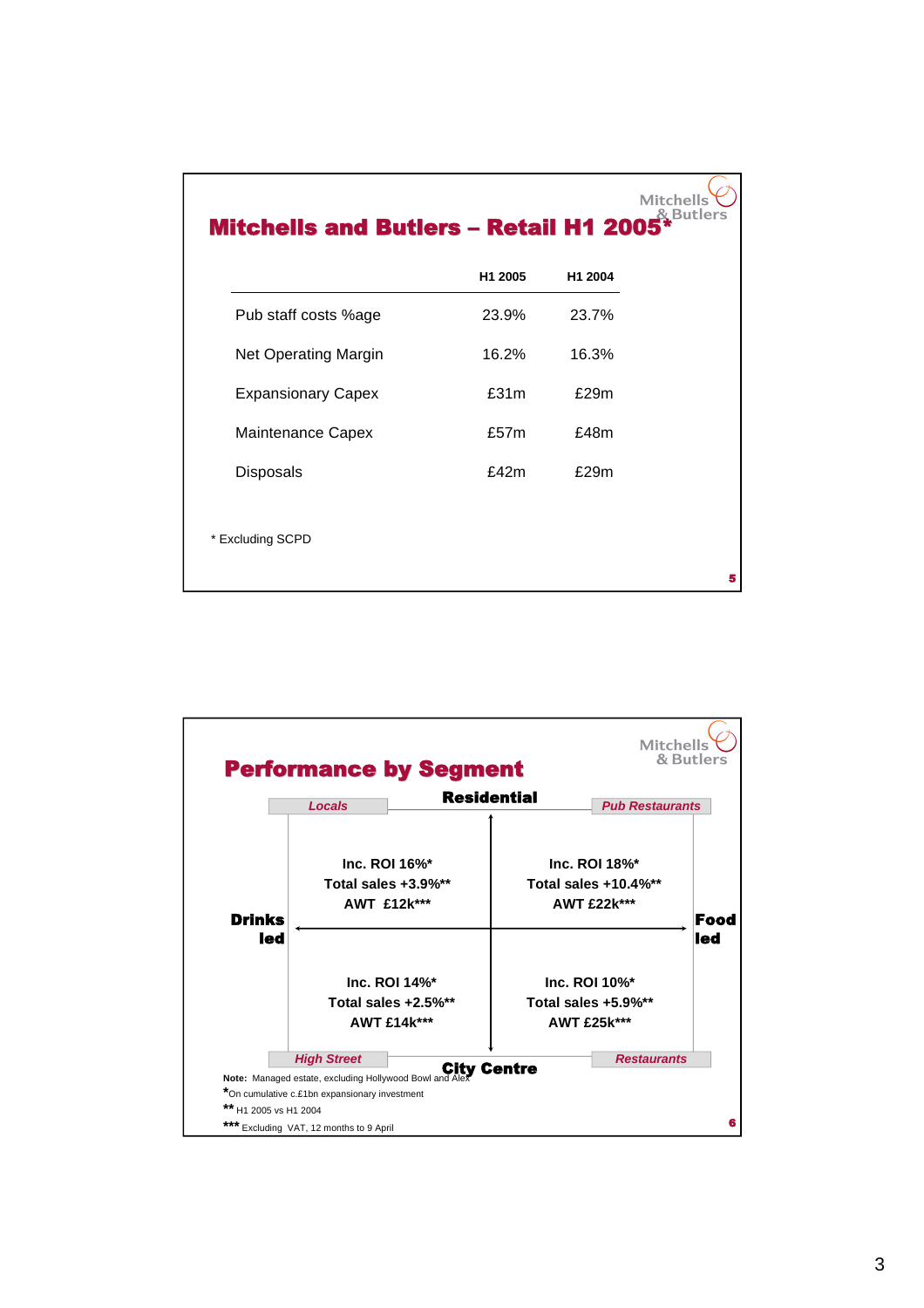## Mitchells and Butlers – Retail H1 2005*

| | H1 2005 | H1 2004 |
|---|---|---|
| Pub staff costs %age | 23.9% | 23.7% |
| Net Operating Margin | 16.2% | 16.3% |
| Expansionary Capex | £31m | £29m |
| Maintenance Capex | £57m | £48m |
| Disposals | £42m | £29m |

\* Excluding SCPD

## Performance by Segment

**Residential** (top) / **City Centre** (bottom); **Drinks led** (left) / **Food led** (right)

| | Drinks led | Food led |
|---|---|---|
| Residential | *Locals*<br>Inc. ROI 16%*<br>Total sales +3.9%**<br>AWT £12k*** | *Pub Restaurants*<br>Inc. ROI 18%*<br>Total sales +10.4%**<br>AWT £22k*** |
| City Centre | *High Street*<br>Inc. ROI 14%*<br>Total sales +2.5%**<br>AWT £14k*** | *Restaurants*<br>Inc. ROI 10%*<br>Total sales +5.9%**<br>AWT £25k*** |

Note: Managed estate, excluding Hollywood Bowl and Alex

\*On cumulative c.£1bn expansionary investment

\*\* H1 2005 vs H1 2004

\*\*\* Excluding VAT, 12 months to 9 April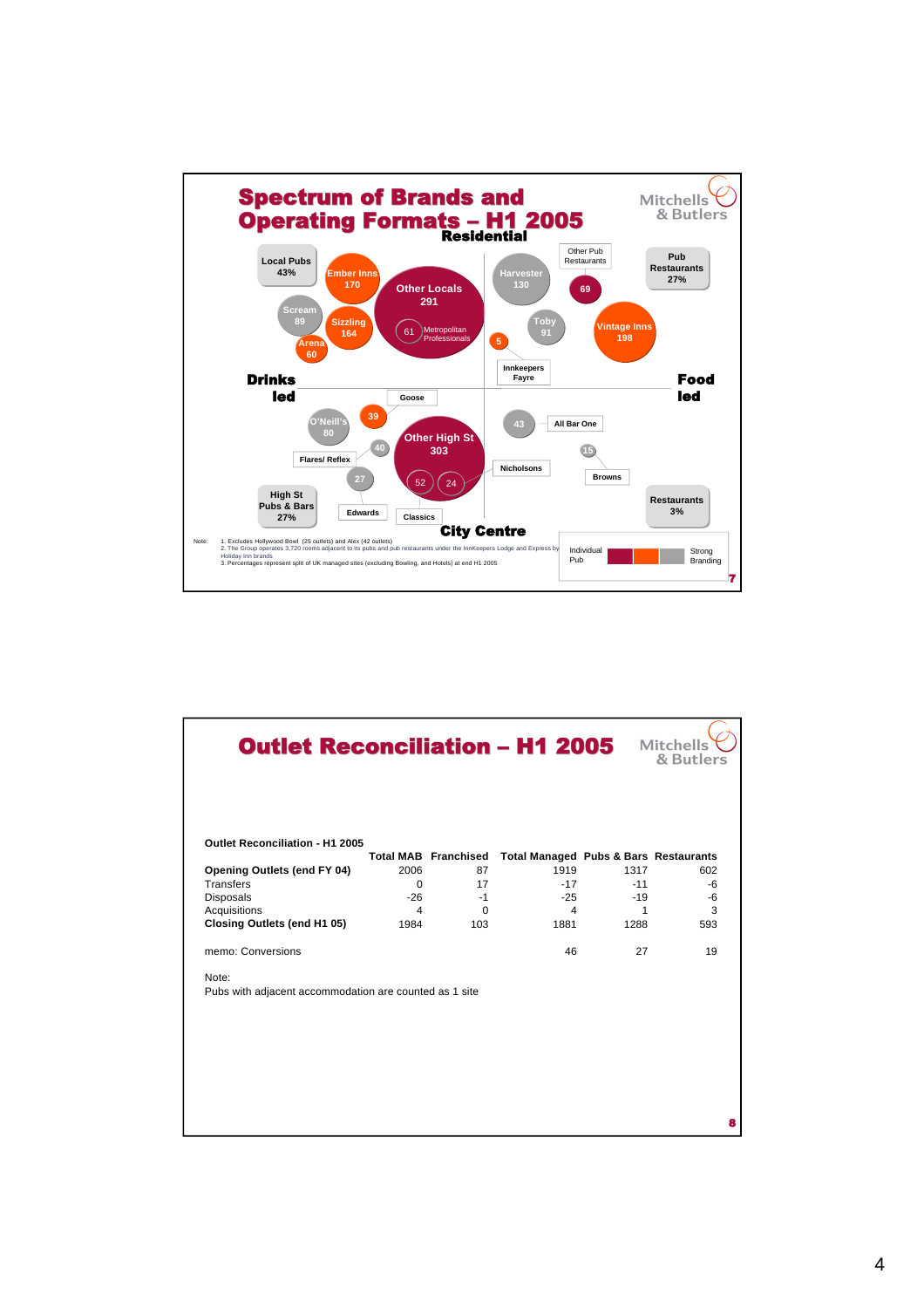# Spectrum of Brands and Operating Formats – H1 2005

Mitchells & Butlers

Residential

Local Pubs 43%

Ember Inns 170

Other Locals 291

Harvester 130

Other Pub Restaurants

69

Pub Restaurants 27%

Scream 89

Sizzling 164

61 Metropolitan Professionals

Toby 91

Vintage Inns 198

Arena 60

5

Innkeepers Fayre

Drinks led

Food led

Goose

O'Neill's 80

39

Other High St 303

43

All Bar One

40

15

Flares/ Reflex

Nicholsons

Browns

27

52

24

High St Pubs & Bars 27%

Edwards

Classics

Restaurants 3%

City Centre

Note:
1. Excludes Hollywood Bowl (25 outlets) and Alex (42 outlets)
2. The Group operates 3,720 rooms adjacent to its pubs and pub restaurants under the Innkeepers Lodge and Express by Holiday Inn brands
3. Percentages represent split of UK managed sites (excluding Bowling, and Hotels) at end H1 2005

Individual Pub — Strong Branding

# Outlet Reconciliation – H1 2005

Mitchells & Butlers

**Outlet Reconciliation - H1 2005**

| | Total MAB | Franchised | Total Managed | Pubs & Bars | Restaurants |
|---|---|---|---|---|---|
| **Opening Outlets (end FY 04)** | 2006 | 87 | 1919 | 1317 | 602 |
| Transfers | 0 | 17 | -17 | -11 | -6 |
| Disposals | -26 | -1 | -25 | -19 | -6 |
| Acquisitions | 4 | 0 | 4 | 1 | 3 |
| **Closing Outlets (end H1 05)** | 1984 | 103 | 1881 | 1288 | 593 |
| | | | | | |
| memo: Conversions | | | 46 | 27 | 19 |

Note:
Pubs with adjacent accommodation are counted as 1 site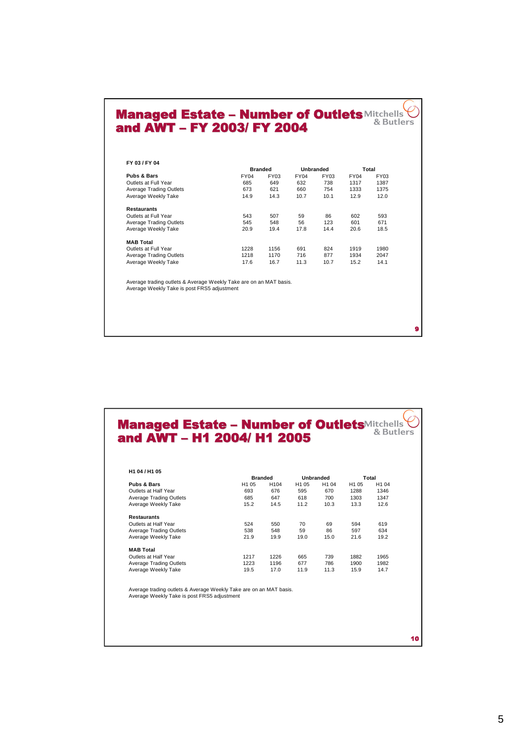## Managed Estate – Number of Outlets and AWT – FY 2003/ FY 2004

**FY 03 / FY 04**

| | Branded | | Unbranded | | Total | |
|---|---|---|---|---|---|---|
| **Pubs & Bars** | FY04 | FY03 | FY04 | FY03 | FY04 | FY03 |
| Outlets at Full Year | 685 | 649 | 632 | 738 | 1317 | 1387 |
| Average Trading Outlets | 673 | 621 | 660 | 754 | 1333 | 1375 |
| Average Weekly Take | 14.9 | 14.3 | 10.7 | 10.1 | 12.9 | 12.0 |
| **Restaurants** | | | | | | |
| Outlets at Full Year | 543 | 507 | 59 | 86 | 602 | 593 |
| Average Trading Outlets | 545 | 548 | 56 | 123 | 601 | 671 |
| Average Weekly Take | 20.9 | 19.4 | 17.8 | 14.4 | 20.6 | 18.5 |
| **MAB Total** | | | | | | |
| Outlets at Full Year | 1228 | 1156 | 691 | 824 | 1919 | 1980 |
| Average Trading Outlets | 1218 | 1170 | 716 | 877 | 1934 | 2047 |
| Average Weekly Take | 17.6 | 16.7 | 11.3 | 10.7 | 15.2 | 14.1 |

Average trading outlets & Average Weekly Take are on an MAT basis.
Average Weekly Take is post FRS5 adjustment

## Managed Estate – Number of Outlets and AWT – H1 2004/ H1 2005

**H1 04 / H1 05**

| | Branded | | Unbranded | | Total | |
|---|---|---|---|---|---|---|
| **Pubs & Bars** | H1 05 | H104 | H1 05 | H1 04 | H1 05 | H1 04 |
| Outlets at Half Year | 693 | 676 | 595 | 670 | 1288 | 1346 |
| Average Trading Outlets | 685 | 647 | 618 | 700 | 1303 | 1347 |
| Average Weekly Take | 15.2 | 14.5 | 11.2 | 10.3 | 13.3 | 12.6 |
| **Restaurants** | | | | | | |
| Outlets at Half Year | 524 | 550 | 70 | 69 | 594 | 619 |
| Average Trading Outlets | 538 | 548 | 59 | 86 | 597 | 634 |
| Average Weekly Take | 21.9 | 19.9 | 19.0 | 15.0 | 21.6 | 19.2 |
| **MAB Total** | | | | | | |
| Outlets at Half Year | 1217 | 1226 | 665 | 739 | 1882 | 1965 |
| Average Trading Outlets | 1223 | 1196 | 677 | 786 | 1900 | 1982 |
| Average Weekly Take | 19.5 | 17.0 | 11.9 | 11.3 | 15.9 | 14.7 |

Average trading outlets & Average Weekly Take are on an MAT basis.
Average Weekly Take is post FRS5 adjustment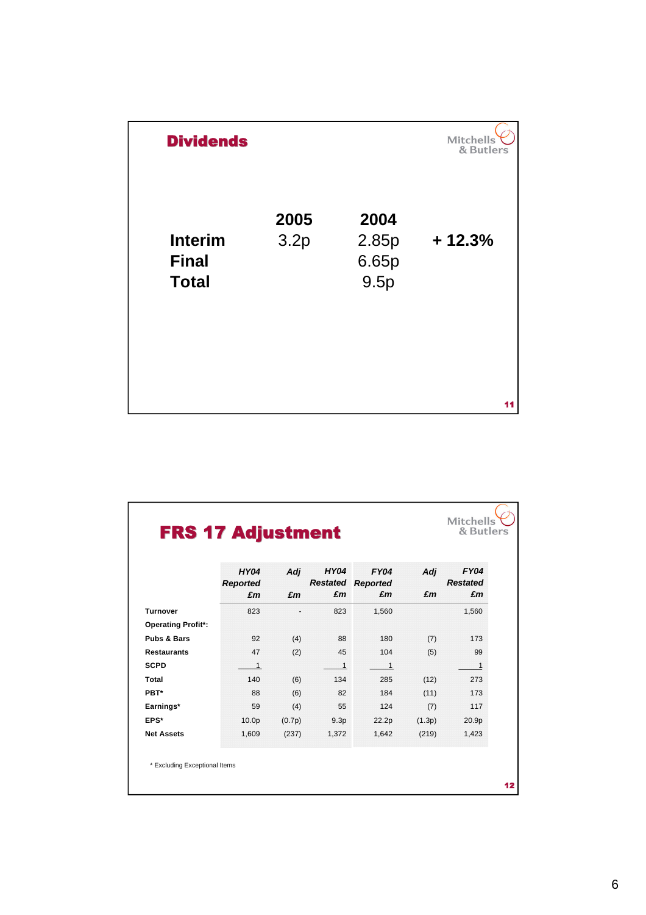## Dividends

|  | 2005 | 2004 |  |
|---|---|---|---|
| **Interim** | 3.2p | 2.85p | **+ 12.3%** |
| **Final** |  | 6.65p |  |
| **Total** |  | 9.5p |  |

## FRS 17 Adjustment

|  | *HY04 Reported £m* | *Adj £m* | *HY04 Restated £m* | *FY04 Reported £m* | *Adj £m* | *FY04 Restated £m* |
|---|---|---|---|---|---|---|
| **Turnover** | 823 | - | 823 | 1,560 |  | 1,560 |
| **Operating Profit*:** |  |  |  |  |  |  |
| **Pubs & Bars** | 92 | (4) | 88 | 180 | (7) | 173 |
| **Restaurants** | 47 | (2) | 45 | 104 | (5) | 99 |
| **SCPD** | 1 |  | 1 | 1 |  | 1 |
| **Total** | 140 | (6) | 134 | 285 | (12) | 273 |
| **PBT*** | 88 | (6) | 82 | 184 | (11) | 173 |
| **Earnings*** | 59 | (4) | 55 | 124 | (7) | 117 |
| **EPS*** | 10.0p | (0.7p) | 9.3p | 22.2p | (1.3p) | 20.9p |
| **Net Assets** | 1,609 | (237) | 1,372 | 1,642 | (219) | 1,423 |

* Excluding Exceptional Items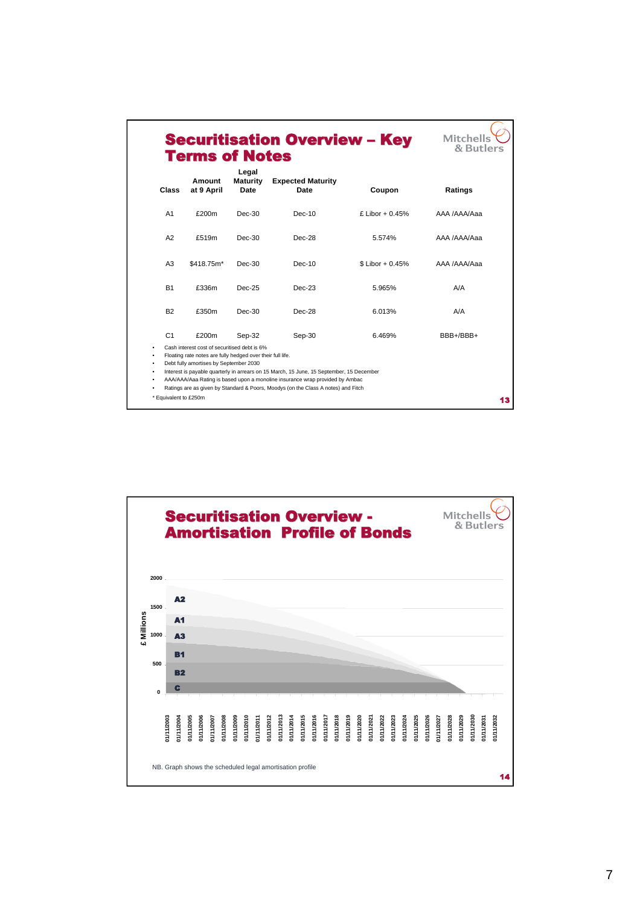## Securitisation Overview – Key Terms of Notes

| Class | Amount at 9 April | Legal Maturity Date | Expected Maturity Date | Coupon | Ratings |
|---|---|---|---|---|---|
| A1 | £200m | Dec-30 | Dec-10 | £ Libor + 0.45% | AAA /AAA/Aaa |
| A2 | £519m | Dec-30 | Dec-28 | 5.574% | AAA /AAA/Aaa |
| A3 | $418.75m* | Dec-30 | Dec-10 | $ Libor + 0.45% | AAA /AAA/Aaa |
| B1 | £336m | Dec-25 | Dec-23 | 5.965% | A/A |
| B2 | £350m | Dec-30 | Dec-28 | 6.013% | A/A |
| C1 | £200m | Sep-32 | Sep-30 | 6.469% | BBB+/BBB+ |

- Cash interest cost of securitised debt is 6%
- Floating rate notes are fully hedged over their full life.
- Debt fully amortises by September 2030
- Interest is payable quarterly in arrears on 15 March, 15 June, 15 September, 15 December
- AAA/AAA/Aaa Rating is based upon a monoline insurance wrap provided by Ambac
- Ratings are as given by Standard & Poors, Moodys (on the Class A notes) and Fitch

\* Equivalent to £250m

## Securitisation Overview - Amortisation Profile of Bonds

NB. Graph shows the scheduled legal amortisation profile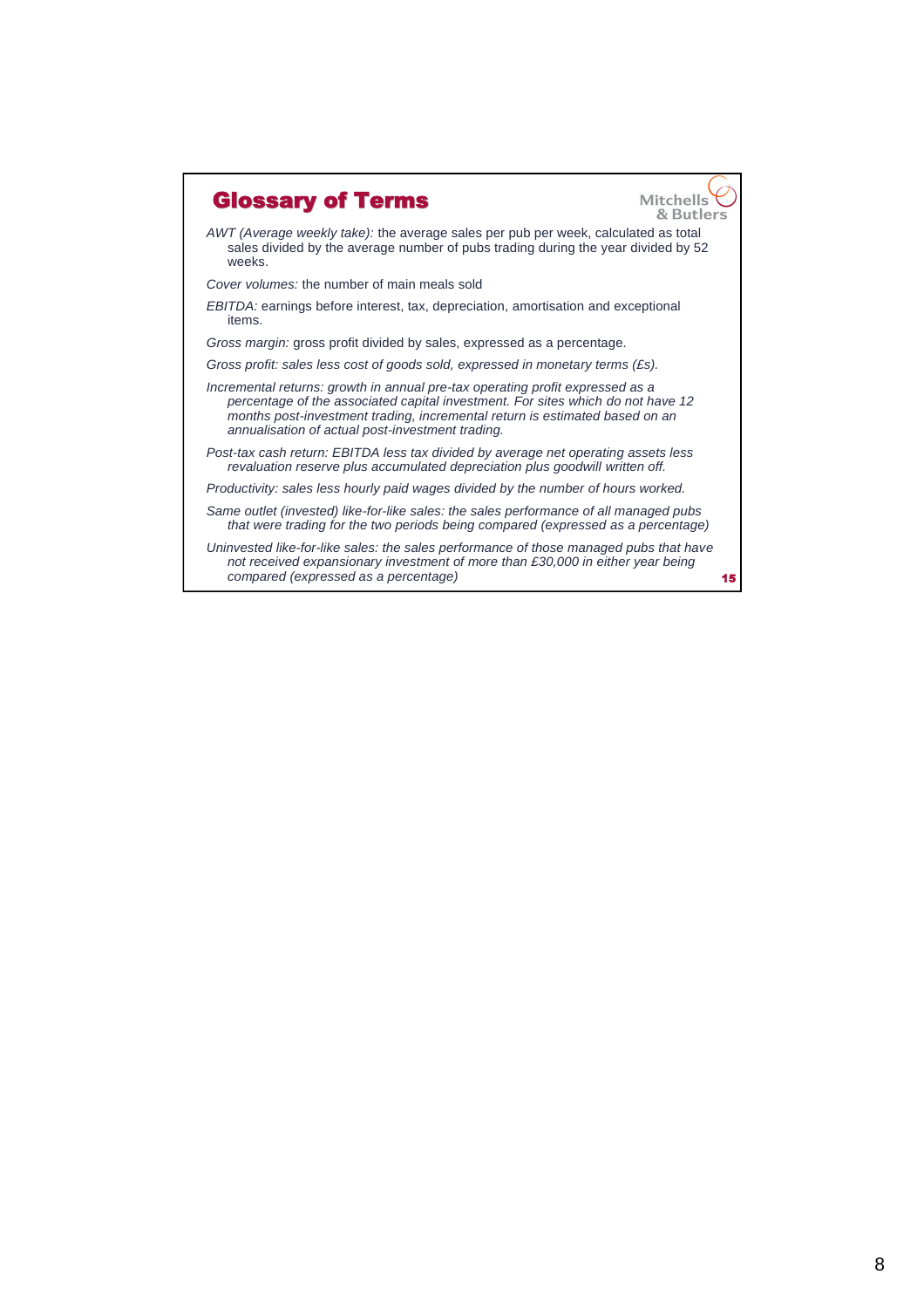# Glossary of Terms

Mitchells & Butlers

*AWT (Average weekly take):* the average sales per pub per week, calculated as total sales divided by the average number of pubs trading during the year divided by 52 weeks.

*Cover volumes:* the number of main meals sold

*EBITDA:* earnings before interest, tax, depreciation, amortisation and exceptional items.

*Gross margin:* gross profit divided by sales, expressed as a percentage.

*Gross profit: sales less cost of goods sold, expressed in monetary terms (£s).*

*Incremental returns: growth in annual pre-tax operating profit expressed as a percentage of the associated capital investment. For sites which do not have 12 months post-investment trading, incremental return is estimated based on an annualisation of actual post-investment trading.*

*Post-tax cash return: EBITDA less tax divided by average net operating assets less revaluation reserve plus accumulated depreciation plus goodwill written off.*

*Productivity: sales less hourly paid wages divided by the number of hours worked.*

*Same outlet (invested) like-for-like sales: the sales performance of all managed pubs that were trading for the two periods being compared (expressed as a percentage)*

*Uninvested like-for-like sales: the sales performance of those managed pubs that have not received expansionary investment of more than £30,000 in either year being compared (expressed as a percentage)*